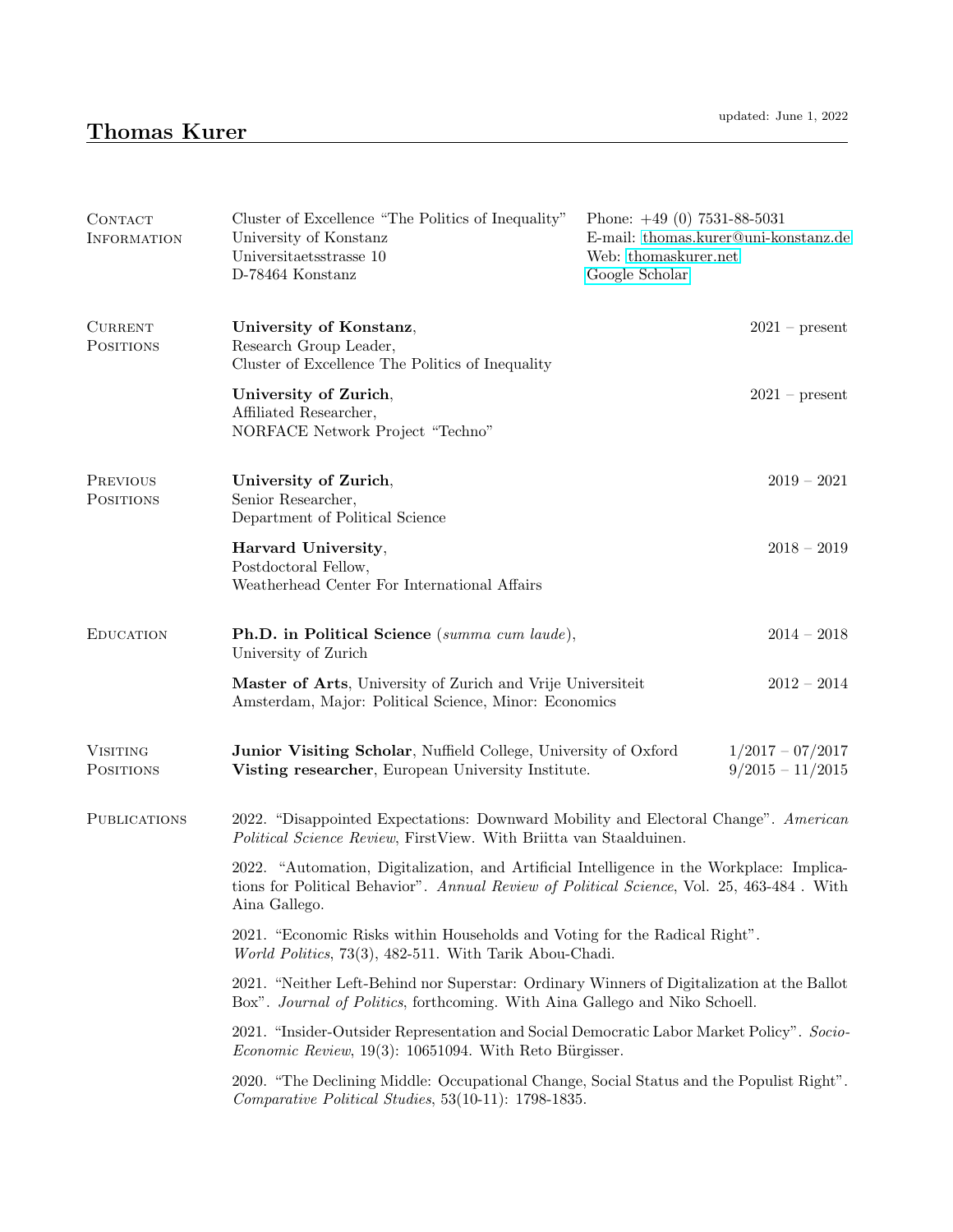updated: June 1, 2022

# Thomas Kurer

## Contact Information

Cluster of Excellence "The Politics of Inequality"
University of Konstanz
Universitaetsstrasse 10
D-78464 Konstanz

Phone: +49 (0) 7531-88-5031
E-mail: thomas.kurer@uni-konstanz.de
Web: thomaskurer.net
Google Scholar

## Current Positions

**University of Konstanz**, 2021 – present
Research Group Leader,
Cluster of Excellence The Politics of Inequality

**University of Zurich**, 2021 – present
Affiliated Researcher,
NORFACE Network Project "Techno"

## Previous Positions

**University of Zurich**, 2019 – 2021
Senior Researcher,
Department of Political Science

**Harvard University**, 2018 – 2019
Postdoctoral Fellow,
Weatherhead Center For International Affairs

## Education

**Ph.D. in Political Science** (*summa cum laude*), 2014 – 2018
University of Zurich

**Master of Arts**, University of Zurich and Vrije Universiteit Amsterdam, Major: Political Science, Minor: Economics 2012 – 2014

## Visiting Positions

**Junior Visiting Scholar**, Nuffield College, University of Oxford 1/2017 – 07/2017
**Visting researcher**, European University Institute. 9/2015 – 11/2015

## Publications

2022. "Disappointed Expectations: Downward Mobility and Electoral Change". *American Political Science Review*, FirstView. With Briitta van Staalduinen.

2022. "Automation, Digitalization, and Artificial Intelligence in the Workplace: Implications for Political Behavior". *Annual Review of Political Science*, Vol. 25, 463-484 . With Aina Gallego.

2021. "Economic Risks within Households and Voting for the Radical Right". *World Politics*, 73(3), 482-511. With Tarik Abou-Chadi.

2021. "Neither Left-Behind nor Superstar: Ordinary Winners of Digitalization at the Ballot Box". *Journal of Politics*, forthcoming. With Aina Gallego and Niko Schoell.

2021. "Insider-Outsider Representation and Social Democratic Labor Market Policy". *Socio-Economic Review*, 19(3): 10651094. With Reto Bürgisser.

2020. "The Declining Middle: Occupational Change, Social Status and the Populist Right". *Comparative Political Studies*, 53(10-11): 1798-1835.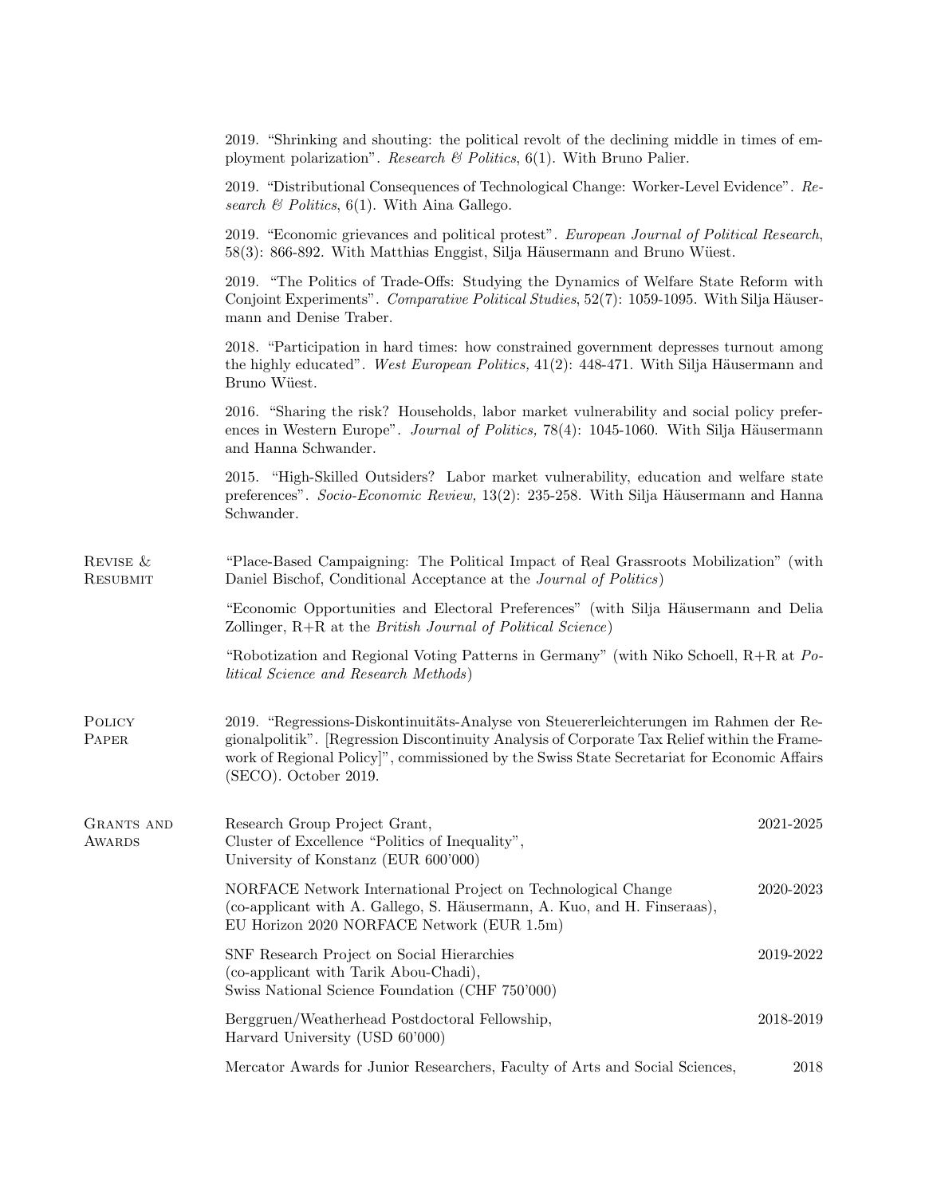2019. "Shrinking and shouting: the political revolt of the declining middle in times of employment polarization". *Research & Politics*, 6(1). With Bruno Palier.

2019. "Distributional Consequences of Technological Change: Worker-Level Evidence". *Research & Politics*, 6(1). With Aina Gallego.

2019. "Economic grievances and political protest". *European Journal of Political Research*, 58(3): 866-892. With Matthias Enggist, Silja Häusermann and Bruno Wüest.

2019. "The Politics of Trade-Offs: Studying the Dynamics of Welfare State Reform with Conjoint Experiments". *Comparative Political Studies*, 52(7): 1059-1095. With Silja Häusermann and Denise Traber.

2018. "Participation in hard times: how constrained government depresses turnout among the highly educated". *West European Politics,* 41(2): 448-471. With Silja Häusermann and Bruno Wüest.

2016. "Sharing the risk? Households, labor market vulnerability and social policy preferences in Western Europe". *Journal of Politics,* 78(4): 1045-1060. With Silja Häusermann and Hanna Schwander.

2015. "High-Skilled Outsiders? Labor market vulnerability, education and welfare state preferences". *Socio-Economic Review,* 13(2): 235-258. With Silja Häusermann and Hanna Schwander.

## Revise & Resubmit

"Place-Based Campaigning: The Political Impact of Real Grassroots Mobilization" (with Daniel Bischof, Conditional Acceptance at the *Journal of Politics*)

"Economic Opportunities and Electoral Preferences" (with Silja Häusermann and Delia Zollinger, R+R at the *British Journal of Political Science*)

"Robotization and Regional Voting Patterns in Germany" (with Niko Schoell, R+R at *Political Science and Research Methods*)

## Policy Paper

2019. "Regressions-Diskontinuitäts-Analyse von Steuererleichterungen im Rahmen der Regionalpolitik". [Regression Discontinuity Analysis of Corporate Tax Relief within the Framework of Regional Policy]", commissioned by the Swiss State Secretariat for Economic Affairs (SECO). October 2019.

## Grants and Awards

Research Group Project Grant, Cluster of Excellence "Politics of Inequality", University of Konstanz (EUR 600'000) — 2021-2025

NORFACE Network International Project on Technological Change (co-applicant with A. Gallego, S. Häusermann, A. Kuo, and H. Finseraas), EU Horizon 2020 NORFACE Network (EUR 1.5m) — 2020-2023

SNF Research Project on Social Hierarchies (co-applicant with Tarik Abou-Chadi), Swiss National Science Foundation (CHF 750'000) — 2019-2022

Berggruen/Weatherhead Postdoctoral Fellowship, Harvard University (USD 60'000) — 2018-2019

Mercator Awards for Junior Researchers, Faculty of Arts and Social Sciences, — 2018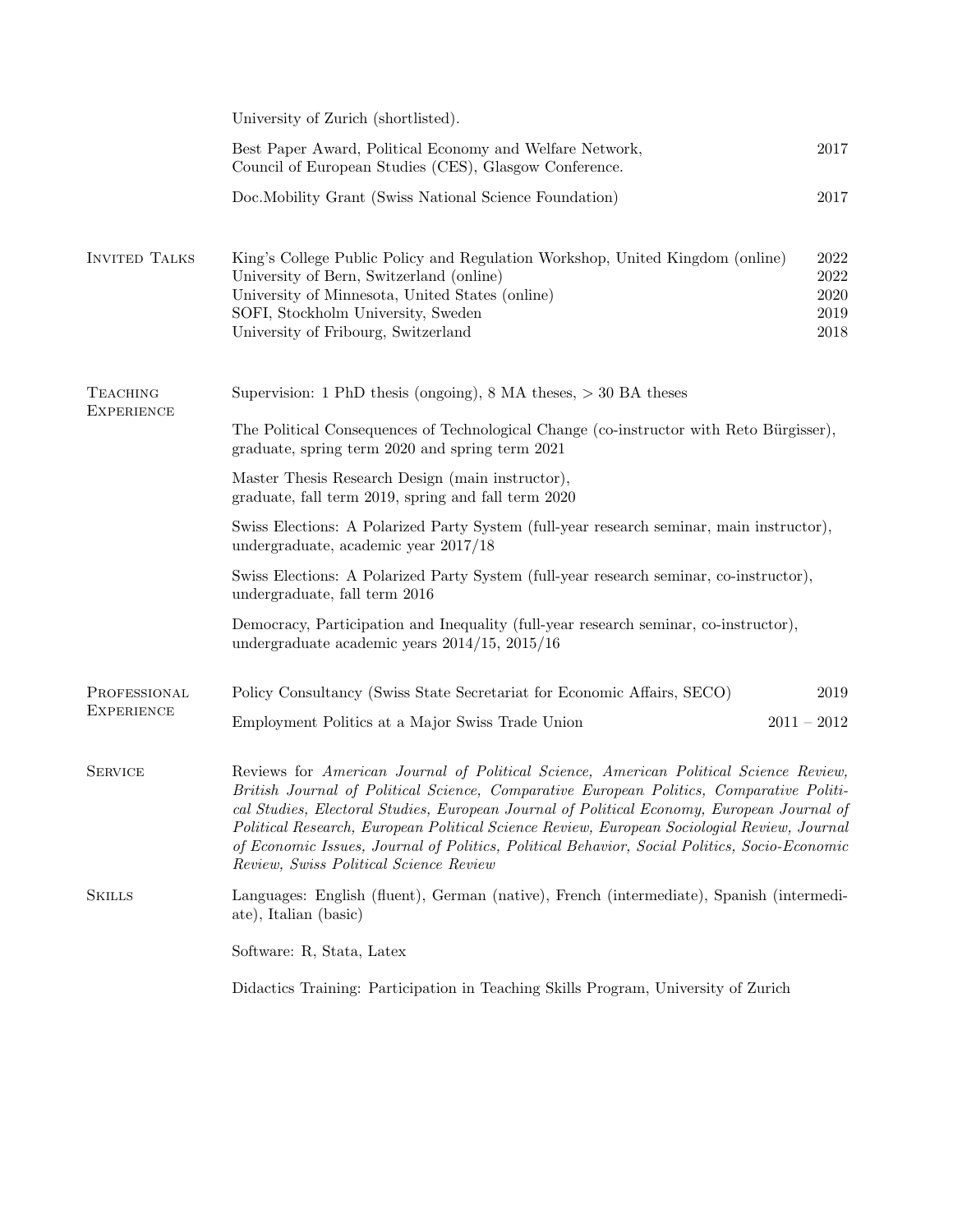University of Zurich (shortlisted).

Best Paper Award, Political Economy and Welfare Network, Council of European Studies (CES), Glasgow Conference. 2017

Doc.Mobility Grant (Swiss National Science Foundation) 2017

## Invited Talks

King's College Public Policy and Regulation Workshop, United Kingdom (online) 2022
University of Bern, Switzerland (online) 2022
University of Minnesota, United States (online) 2020
SOFI, Stockholm University, Sweden 2019
University of Fribourg, Switzerland 2018

## Teaching Experience

Supervision: 1 PhD thesis (ongoing), 8 MA theses, > 30 BA theses

The Political Consequences of Technological Change (co-instructor with Reto Bürgisser), graduate, spring term 2020 and spring term 2021

Master Thesis Research Design (main instructor), graduate, fall term 2019, spring and fall term 2020

Swiss Elections: A Polarized Party System (full-year research seminar, main instructor), undergraduate, academic year 2017/18

Swiss Elections: A Polarized Party System (full-year research seminar, co-instructor), undergraduate, fall term 2016

Democracy, Participation and Inequality (full-year research seminar, co-instructor), undergraduate academic years 2014/15, 2015/16

## Professional Experience

Policy Consultancy (Swiss State Secretariat for Economic Affairs, SECO) 2019

Employment Politics at a Major Swiss Trade Union 2011 – 2012

## Service

Reviews for *American Journal of Political Science, American Political Science Review, British Journal of Political Science, Comparative European Politics, Comparative Political Studies, Electoral Studies, European Journal of Political Economy, European Journal of Political Research, European Political Science Review, European Sociologial Review, Journal of Economic Issues, Journal of Politics, Political Behavior, Social Politics, Socio-Economic Review, Swiss Political Science Review*

## Skills

Languages: English (fluent), German (native), French (intermediate), Spanish (intermediate), Italian (basic)

Software: R, Stata, Latex

Didactics Training: Participation in Teaching Skills Program, University of Zurich